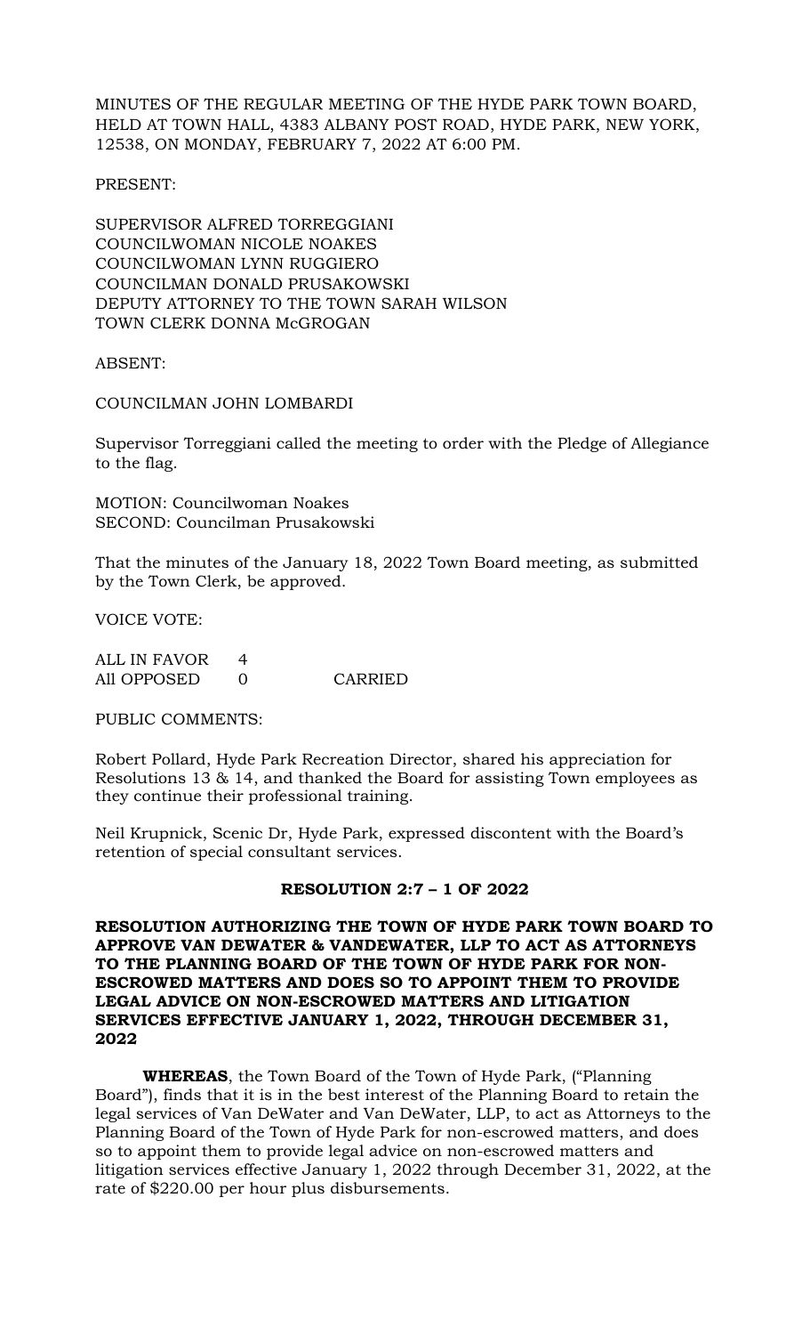MINUTES OF THE REGULAR MEETING OF THE HYDE PARK TOWN BOARD, HELD AT TOWN HALL, 4383 ALBANY POST ROAD, HYDE PARK, NEW YORK, 12538, ON MONDAY, FEBRUARY 7, 2022 AT 6:00 PM.

PRESENT:

SUPERVISOR ALFRED TORREGGIANI
COUNCILWOMAN NICOLE NOAKES
COUNCILWOMAN LYNN RUGGIERO
COUNCILMAN DONALD PRUSAKOWSKI
DEPUTY ATTORNEY TO THE TOWN SARAH WILSON
TOWN CLERK DONNA McGROGAN

ABSENT:

COUNCILMAN JOHN LOMBARDI

Supervisor Torreggiani called the meeting to order with the Pledge of Allegiance to the flag.

MOTION: Councilwoman Noakes
SECOND: Councilman Prusakowski

That the minutes of the January 18, 2022 Town Board meeting, as submitted by the Town Clerk, be approved.

VOICE VOTE:

| | | |
|---|---|---|
| ALL IN FAVOR | 4 | |
| All OPPOSED | 0 | CARRIED |

PUBLIC COMMENTS:

Robert Pollard, Hyde Park Recreation Director, shared his appreciation for Resolutions 13 & 14, and thanked the Board for assisting Town employees as they continue their professional training.

Neil Krupnick, Scenic Dr, Hyde Park, expressed discontent with the Board's retention of special consultant services.

**RESOLUTION 2:7 – 1 OF 2022**

**RESOLUTION AUTHORIZING THE TOWN OF HYDE PARK TOWN BOARD TO APPROVE VAN DEWATER & VANDEWATER, LLP TO ACT AS ATTORNEYS TO THE PLANNING BOARD OF THE TOWN OF HYDE PARK FOR NON-ESCROWED MATTERS AND DOES SO TO APPOINT THEM TO PROVIDE LEGAL ADVICE ON NON-ESCROWED MATTERS AND LITIGATION SERVICES EFFECTIVE JANUARY 1, 2022, THROUGH DECEMBER 31, 2022**

**WHEREAS**, the Town Board of the Town of Hyde Park, ("Planning Board"), finds that it is in the best interest of the Planning Board to retain the legal services of Van DeWater and Van DeWater, LLP, to act as Attorneys to the Planning Board of the Town of Hyde Park for non-escrowed matters, and does so to appoint them to provide legal advice on non-escrowed matters and litigation services effective January 1, 2022 through December 31, 2022, at the rate of $220.00 per hour plus disbursements.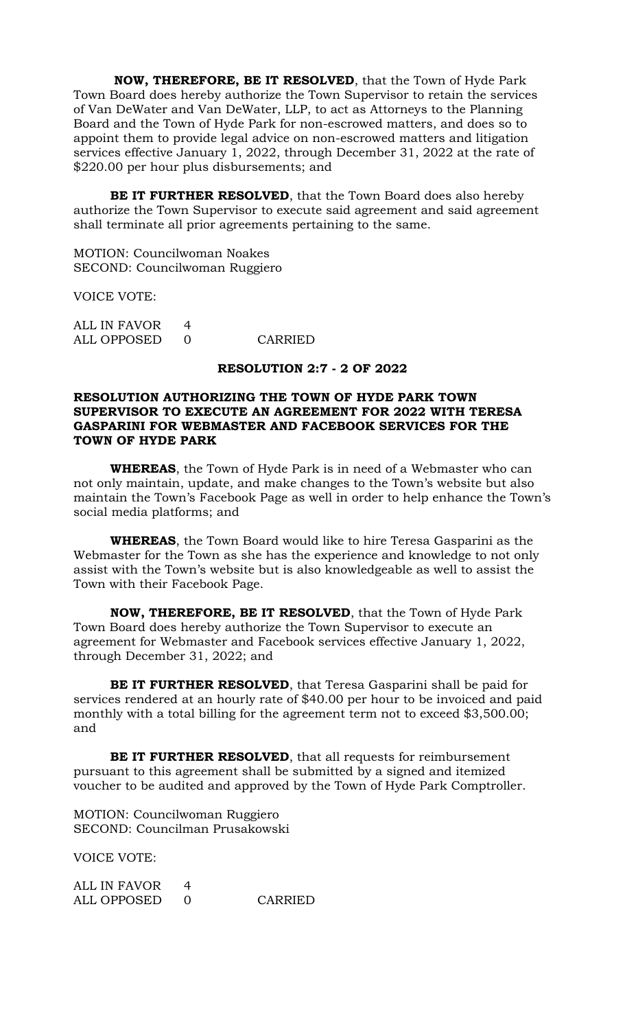**NOW, THEREFORE, BE IT RESOLVED**, that the Town of Hyde Park Town Board does hereby authorize the Town Supervisor to retain the services of Van DeWater and Van DeWater, LLP, to act as Attorneys to the Planning Board and the Town of Hyde Park for non-escrowed matters, and does so to appoint them to provide legal advice on non-escrowed matters and litigation services effective January 1, 2022, through December 31, 2022 at the rate of $220.00 per hour plus disbursements; and

**BE IT FURTHER RESOLVED**, that the Town Board does also hereby authorize the Town Supervisor to execute said agreement and said agreement shall terminate all prior agreements pertaining to the same.

MOTION: Councilwoman Noakes
SECOND: Councilwoman Ruggiero

VOICE VOTE:

ALL IN FAVOR 4
ALL OPPOSED 0 CARRIED

**RESOLUTION 2:7 - 2 OF 2022**

**RESOLUTION AUTHORIZING THE TOWN OF HYDE PARK TOWN SUPERVISOR TO EXECUTE AN AGREEMENT FOR 2022 WITH TERESA GASPARINI FOR WEBMASTER AND FACEBOOK SERVICES FOR THE TOWN OF HYDE PARK**

**WHEREAS**, the Town of Hyde Park is in need of a Webmaster who can not only maintain, update, and make changes to the Town's website but also maintain the Town's Facebook Page as well in order to help enhance the Town's social media platforms; and

**WHEREAS**, the Town Board would like to hire Teresa Gasparini as the Webmaster for the Town as she has the experience and knowledge to not only assist with the Town's website but is also knowledgeable as well to assist the Town with their Facebook Page.

**NOW, THEREFORE, BE IT RESOLVED**, that the Town of Hyde Park Town Board does hereby authorize the Town Supervisor to execute an agreement for Webmaster and Facebook services effective January 1, 2022, through December 31, 2022; and

**BE IT FURTHER RESOLVED**, that Teresa Gasparini shall be paid for services rendered at an hourly rate of $40.00 per hour to be invoiced and paid monthly with a total billing for the agreement term not to exceed $3,500.00; and

**BE IT FURTHER RESOLVED**, that all requests for reimbursement pursuant to this agreement shall be submitted by a signed and itemized voucher to be audited and approved by the Town of Hyde Park Comptroller.

MOTION: Councilwoman Ruggiero
SECOND: Councilman Prusakowski

VOICE VOTE:

ALL IN FAVOR 4
ALL OPPOSED 0 CARRIED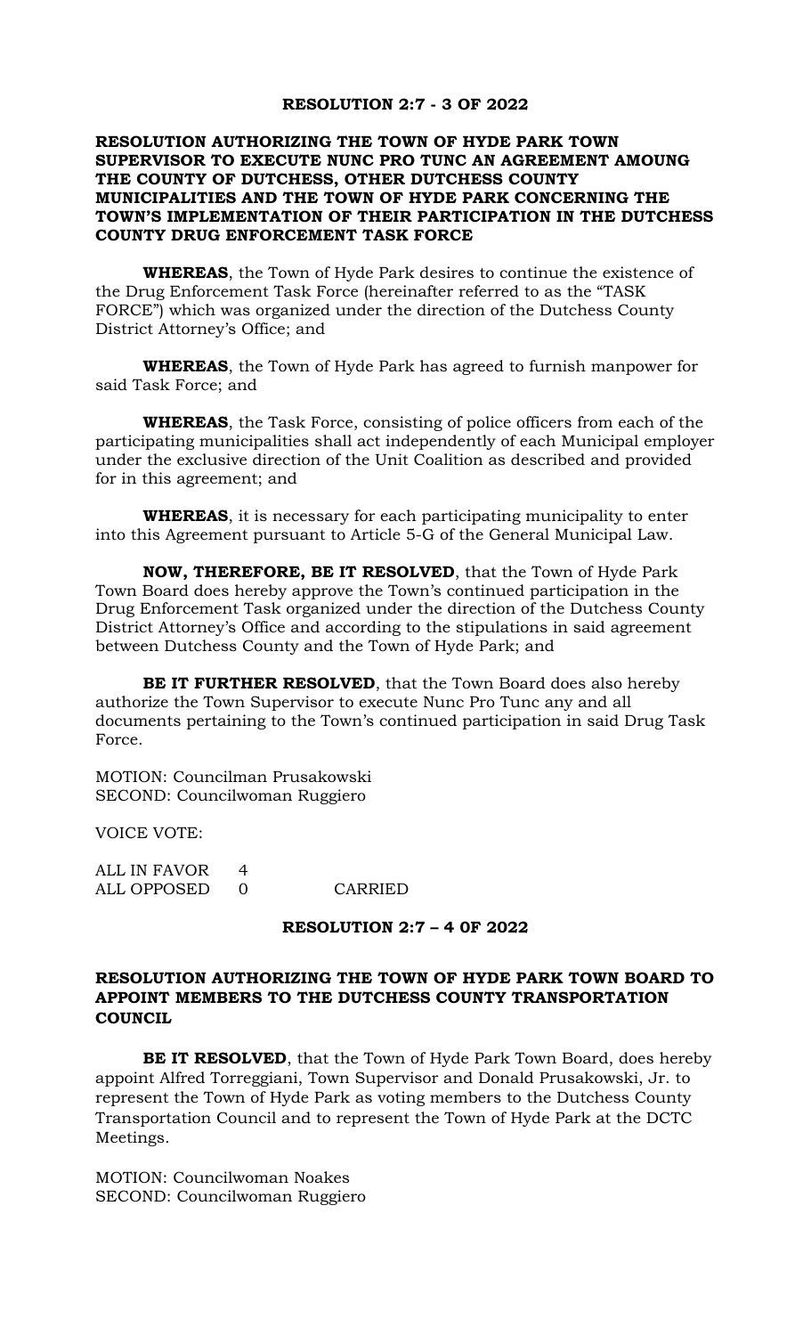### RESOLUTION 2:7 - 3 OF 2022

**RESOLUTION AUTHORIZING THE TOWN OF HYDE PARK TOWN SUPERVISOR TO EXECUTE NUNC PRO TUNC AN AGREEMENT AMOUNG THE COUNTY OF DUTCHESS, OTHER DUTCHESS COUNTY MUNICIPALITIES AND THE TOWN OF HYDE PARK CONCERNING THE TOWN'S IMPLEMENTATION OF THEIR PARTICIPATION IN THE DUTCHESS COUNTY DRUG ENFORCEMENT TASK FORCE**

**WHEREAS**, the Town of Hyde Park desires to continue the existence of the Drug Enforcement Task Force (hereinafter referred to as the "TASK FORCE") which was organized under the direction of the Dutchess County District Attorney's Office; and

**WHEREAS**, the Town of Hyde Park has agreed to furnish manpower for said Task Force; and

**WHEREAS**, the Task Force, consisting of police officers from each of the participating municipalities shall act independently of each Municipal employer under the exclusive direction of the Unit Coalition as described and provided for in this agreement; and

**WHEREAS**, it is necessary for each participating municipality to enter into this Agreement pursuant to Article 5-G of the General Municipal Law.

**NOW, THEREFORE, BE IT RESOLVED**, that the Town of Hyde Park Town Board does hereby approve the Town's continued participation in the Drug Enforcement Task organized under the direction of the Dutchess County District Attorney's Office and according to the stipulations in said agreement between Dutchess County and the Town of Hyde Park; and

**BE IT FURTHER RESOLVED**, that the Town Board does also hereby authorize the Town Supervisor to execute Nunc Pro Tunc any and all documents pertaining to the Town's continued participation in said Drug Task Force.

MOTION: Councilman Prusakowski
SECOND: Councilwoman Ruggiero

VOICE VOTE:

ALL IN FAVOR 4
ALL OPPOSED 0 CARRIED

### RESOLUTION 2:7 – 4 0F 2022

**RESOLUTION AUTHORIZING THE TOWN OF HYDE PARK TOWN BOARD TO APPOINT MEMBERS TO THE DUTCHESS COUNTY TRANSPORTATION COUNCIL**

**BE IT RESOLVED**, that the Town of Hyde Park Town Board, does hereby appoint Alfred Torreggiani, Town Supervisor and Donald Prusakowski, Jr. to represent the Town of Hyde Park as voting members to the Dutchess County Transportation Council and to represent the Town of Hyde Park at the DCTC Meetings.

MOTION: Councilwoman Noakes
SECOND: Councilwoman Ruggiero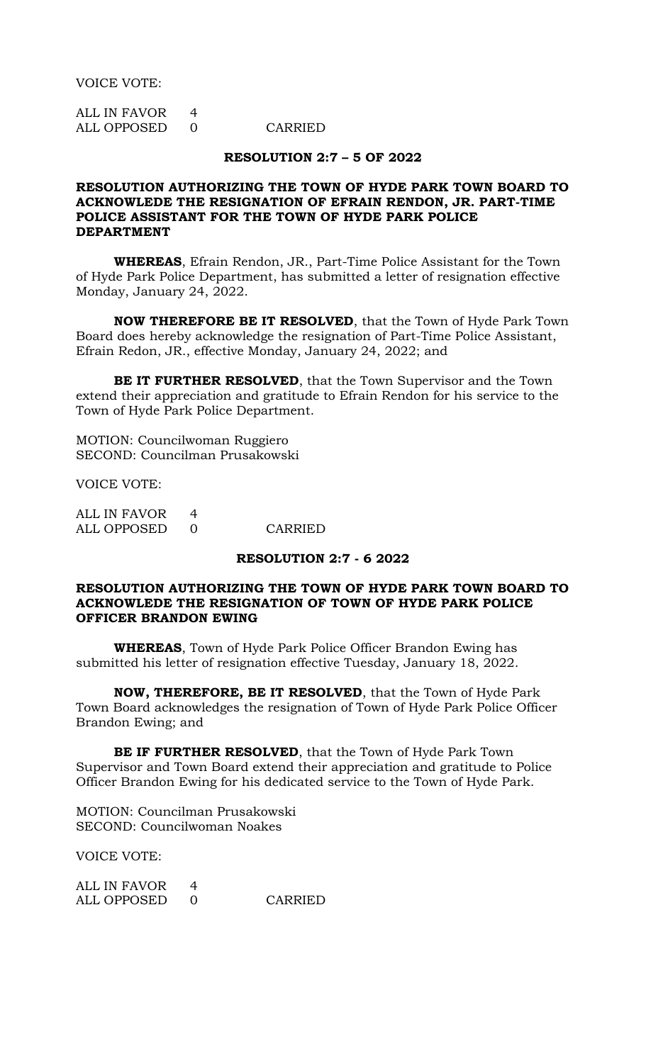VOICE VOTE:

ALL IN FAVOR 4
ALL OPPOSED 0 CARRIED

**RESOLUTION 2:7 – 5 OF 2022**

**RESOLUTION AUTHORIZING THE TOWN OF HYDE PARK TOWN BOARD TO ACKNOWLEDE THE RESIGNATION OF EFRAIN RENDON, JR. PART-TIME POLICE ASSISTANT FOR THE TOWN OF HYDE PARK POLICE DEPARTMENT**

**WHEREAS**, Efrain Rendon, JR., Part-Time Police Assistant for the Town of Hyde Park Police Department, has submitted a letter of resignation effective Monday, January 24, 2022.

**NOW THEREFORE BE IT RESOLVED**, that the Town of Hyde Park Town Board does hereby acknowledge the resignation of Part-Time Police Assistant, Efrain Redon, JR., effective Monday, January 24, 2022; and

**BE IT FURTHER RESOLVED**, that the Town Supervisor and the Town extend their appreciation and gratitude to Efrain Rendon for his service to the Town of Hyde Park Police Department.

MOTION: Councilwoman Ruggiero
SECOND: Councilman Prusakowski

VOICE VOTE:

ALL IN FAVOR 4
ALL OPPOSED 0 CARRIED

**RESOLUTION 2:7 - 6 2022**

**RESOLUTION AUTHORIZING THE TOWN OF HYDE PARK TOWN BOARD TO ACKNOWLEDE THE RESIGNATION OF TOWN OF HYDE PARK POLICE OFFICER BRANDON EWING**

**WHEREAS**, Town of Hyde Park Police Officer Brandon Ewing has submitted his letter of resignation effective Tuesday, January 18, 2022.

**NOW, THEREFORE, BE IT RESOLVED**, that the Town of Hyde Park Town Board acknowledges the resignation of Town of Hyde Park Police Officer Brandon Ewing; and

**BE IF FURTHER RESOLVED**, that the Town of Hyde Park Town Supervisor and Town Board extend their appreciation and gratitude to Police Officer Brandon Ewing for his dedicated service to the Town of Hyde Park.

MOTION: Councilman Prusakowski
SECOND: Councilwoman Noakes

VOICE VOTE:

ALL IN FAVOR 4
ALL OPPOSED 0 CARRIED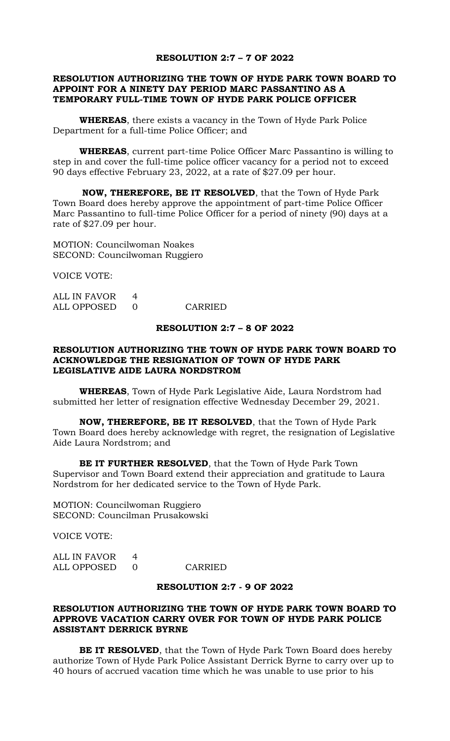### RESOLUTION 2:7 – 7 OF 2022

**RESOLUTION AUTHORIZING THE TOWN OF HYDE PARK TOWN BOARD TO APPOINT FOR A NINETY DAY PERIOD MARC PASSANTINO AS A TEMPORARY FULL-TIME TOWN OF HYDE PARK POLICE OFFICER**

**WHEREAS**, there exists a vacancy in the Town of Hyde Park Police Department for a full-time Police Officer; and

**WHEREAS**, current part-time Police Officer Marc Passantino is willing to step in and cover the full-time police officer vacancy for a period not to exceed 90 days effective February 23, 2022, at a rate of $27.09 per hour.

**NOW, THEREFORE, BE IT RESOLVED**, that the Town of Hyde Park Town Board does hereby approve the appointment of part-time Police Officer Marc Passantino to full-time Police Officer for a period of ninety (90) days at a rate of $27.09 per hour.

MOTION: Councilwoman Noakes
SECOND: Councilwoman Ruggiero

VOICE VOTE:

ALL IN FAVOR 4
ALL OPPOSED 0 CARRIED

### RESOLUTION 2:7 – 8 OF 2022

**RESOLUTION AUTHORIZING THE TOWN OF HYDE PARK TOWN BOARD TO ACKNOWLEDGE THE RESIGNATION OF TOWN OF HYDE PARK LEGISLATIVE AIDE LAURA NORDSTROM**

**WHEREAS**, Town of Hyde Park Legislative Aide, Laura Nordstrom had submitted her letter of resignation effective Wednesday December 29, 2021.

**NOW, THEREFORE, BE IT RESOLVED**, that the Town of Hyde Park Town Board does hereby acknowledge with regret, the resignation of Legislative Aide Laura Nordstrom; and

**BE IT FURTHER RESOLVED**, that the Town of Hyde Park Town Supervisor and Town Board extend their appreciation and gratitude to Laura Nordstrom for her dedicated service to the Town of Hyde Park.

MOTION: Councilwoman Ruggiero
SECOND: Councilman Prusakowski

VOICE VOTE:

ALL IN FAVOR 4
ALL OPPOSED 0 CARRIED

### RESOLUTION 2:7 - 9 OF 2022

**RESOLUTION AUTHORIZING THE TOWN OF HYDE PARK TOWN BOARD TO APPROVE VACATION CARRY OVER FOR TOWN OF HYDE PARK POLICE ASSISTANT DERRICK BYRNE**

**BE IT RESOLVED**, that the Town of Hyde Park Town Board does hereby authorize Town of Hyde Park Police Assistant Derrick Byrne to carry over up to 40 hours of accrued vacation time which he was unable to use prior to his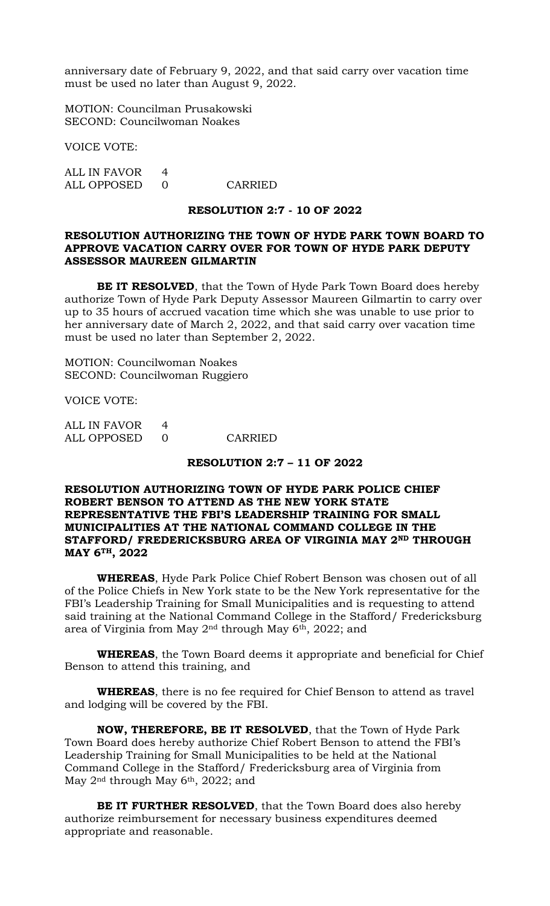anniversary date of February 9, 2022, and that said carry over vacation time must be used no later than August 9, 2022.

MOTION: Councilman Prusakowski
SECOND: Councilwoman Noakes

VOICE VOTE:

ALL IN FAVOR 4
ALL OPPOSED 0 CARRIED

**RESOLUTION 2:7 - 10 OF 2022**

**RESOLUTION AUTHORIZING THE TOWN OF HYDE PARK TOWN BOARD TO APPROVE VACATION CARRY OVER FOR TOWN OF HYDE PARK DEPUTY ASSESSOR MAUREEN GILMARTIN**

**BE IT RESOLVED**, that the Town of Hyde Park Town Board does hereby authorize Town of Hyde Park Deputy Assessor Maureen Gilmartin to carry over up to 35 hours of accrued vacation time which she was unable to use prior to her anniversary date of March 2, 2022, and that said carry over vacation time must be used no later than September 2, 2022.

MOTION: Councilwoman Noakes
SECOND: Councilwoman Ruggiero

VOICE VOTE:

ALL IN FAVOR 4
ALL OPPOSED 0 CARRIED

**RESOLUTION 2:7 – 11 OF 2022**

**RESOLUTION AUTHORIZING TOWN OF HYDE PARK POLICE CHIEF ROBERT BENSON TO ATTEND AS THE NEW YORK STATE REPRESENTATIVE THE FBI'S LEADERSHIP TRAINING FOR SMALL MUNICIPALITIES AT THE NATIONAL COMMAND COLLEGE IN THE STAFFORD/ FREDERICKSBURG AREA OF VIRGINIA MAY 2ND THROUGH MAY 6TH, 2022**

**WHEREAS**, Hyde Park Police Chief Robert Benson was chosen out of all of the Police Chiefs in New York state to be the New York representative for the FBI's Leadership Training for Small Municipalities and is requesting to attend said training at the National Command College in the Stafford/ Fredericksburg area of Virginia from May 2nd through May 6th, 2022; and

**WHEREAS**, the Town Board deems it appropriate and beneficial for Chief Benson to attend this training, and

**WHEREAS**, there is no fee required for Chief Benson to attend as travel and lodging will be covered by the FBI.

**NOW, THEREFORE, BE IT RESOLVED**, that the Town of Hyde Park Town Board does hereby authorize Chief Robert Benson to attend the FBI's Leadership Training for Small Municipalities to be held at the National Command College in the Stafford/ Fredericksburg area of Virginia from May 2nd through May 6th, 2022; and

**BE IT FURTHER RESOLVED**, that the Town Board does also hereby authorize reimbursement for necessary business expenditures deemed appropriate and reasonable.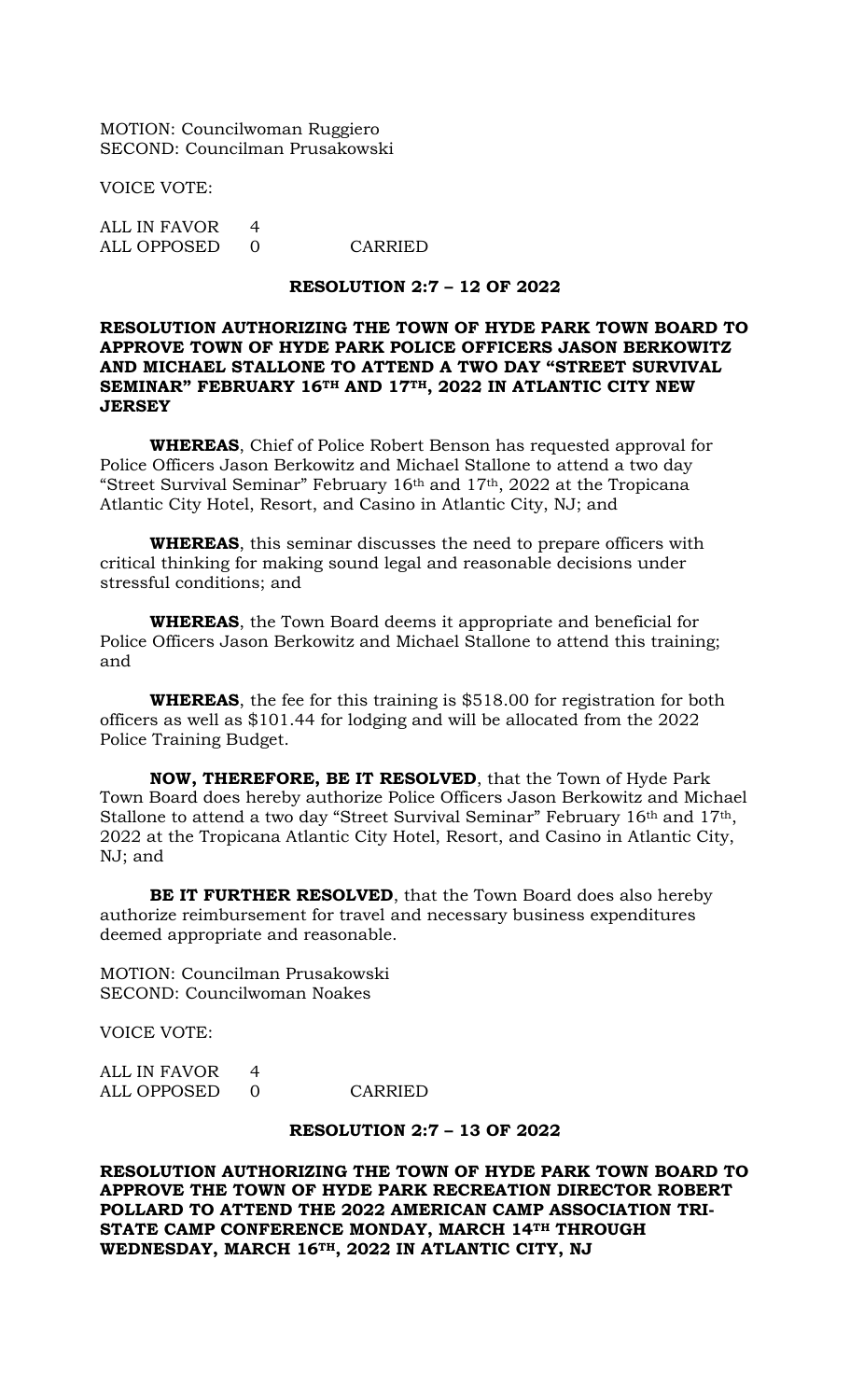MOTION: Councilwoman Ruggiero
SECOND: Councilman Prusakowski

VOICE VOTE:

ALL IN FAVOR 4
ALL OPPOSED 0 CARRIED

**RESOLUTION 2:7 – 12 OF 2022**

**RESOLUTION AUTHORIZING THE TOWN OF HYDE PARK TOWN BOARD TO APPROVE TOWN OF HYDE PARK POLICE OFFICERS JASON BERKOWITZ AND MICHAEL STALLONE TO ATTEND A TWO DAY "STREET SURVIVAL SEMINAR" FEBRUARY 16TH AND 17TH, 2022 IN ATLANTIC CITY NEW JERSEY**

**WHEREAS**, Chief of Police Robert Benson has requested approval for Police Officers Jason Berkowitz and Michael Stallone to attend a two day "Street Survival Seminar" February 16th and 17th, 2022 at the Tropicana Atlantic City Hotel, Resort, and Casino in Atlantic City, NJ; and

**WHEREAS**, this seminar discusses the need to prepare officers with critical thinking for making sound legal and reasonable decisions under stressful conditions; and

**WHEREAS**, the Town Board deems it appropriate and beneficial for Police Officers Jason Berkowitz and Michael Stallone to attend this training; and

**WHEREAS**, the fee for this training is $518.00 for registration for both officers as well as $101.44 for lodging and will be allocated from the 2022 Police Training Budget.

**NOW, THEREFORE, BE IT RESOLVED**, that the Town of Hyde Park Town Board does hereby authorize Police Officers Jason Berkowitz and Michael Stallone to attend a two day "Street Survival Seminar" February 16th and 17th, 2022 at the Tropicana Atlantic City Hotel, Resort, and Casino in Atlantic City, NJ; and

**BE IT FURTHER RESOLVED**, that the Town Board does also hereby authorize reimbursement for travel and necessary business expenditures deemed appropriate and reasonable.

MOTION: Councilman Prusakowski
SECOND: Councilwoman Noakes

VOICE VOTE:

ALL IN FAVOR 4
ALL OPPOSED 0 CARRIED

**RESOLUTION 2:7 – 13 OF 2022**

**RESOLUTION AUTHORIZING THE TOWN OF HYDE PARK TOWN BOARD TO APPROVE THE TOWN OF HYDE PARK RECREATION DIRECTOR ROBERT POLLARD TO ATTEND THE 2022 AMERICAN CAMP ASSOCIATION TRI-STATE CAMP CONFERENCE MONDAY, MARCH 14TH THROUGH WEDNESDAY, MARCH 16TH, 2022 IN ATLANTIC CITY, NJ**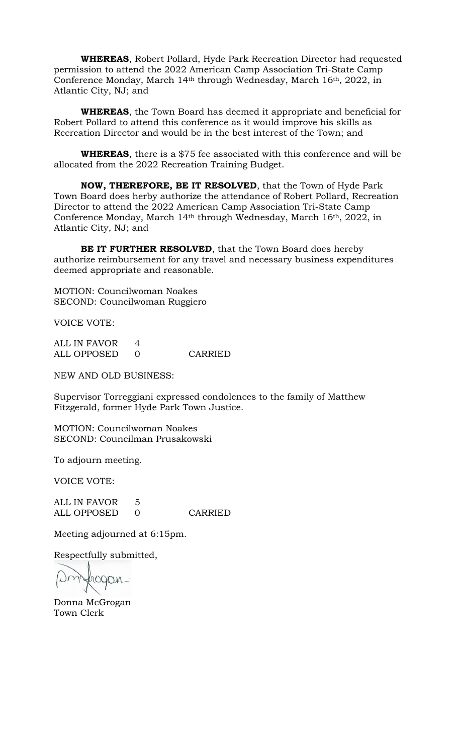**WHEREAS**, Robert Pollard, Hyde Park Recreation Director had requested permission to attend the 2022 American Camp Association Tri-State Camp Conference Monday, March 14th through Wednesday, March 16th, 2022, in Atlantic City, NJ; and

**WHEREAS**, the Town Board has deemed it appropriate and beneficial for Robert Pollard to attend this conference as it would improve his skills as Recreation Director and would be in the best interest of the Town; and

**WHEREAS**, there is a $75 fee associated with this conference and will be allocated from the 2022 Recreation Training Budget.

**NOW, THEREFORE, BE IT RESOLVED**, that the Town of Hyde Park Town Board does herby authorize the attendance of Robert Pollard, Recreation Director to attend the 2022 American Camp Association Tri-State Camp Conference Monday, March 14th through Wednesday, March 16th, 2022, in Atlantic City, NJ; and

**BE IT FURTHER RESOLVED**, that the Town Board does hereby authorize reimbursement for any travel and necessary business expenditures deemed appropriate and reasonable.

MOTION: Councilwoman Noakes
SECOND: Councilwoman Ruggiero

VOICE VOTE:

ALL IN FAVOR 4
ALL OPPOSED 0 CARRIED

NEW AND OLD BUSINESS:

Supervisor Torreggiani expressed condolences to the family of Matthew Fitzgerald, former Hyde Park Town Justice.

MOTION: Councilwoman Noakes
SECOND: Councilman Prusakowski

To adjourn meeting.

VOICE VOTE:

ALL IN FAVOR 5
ALL OPPOSED 0 CARRIED

Meeting adjourned at 6:15pm.

Respectfully submitted,

Donna McGrogan
Town Clerk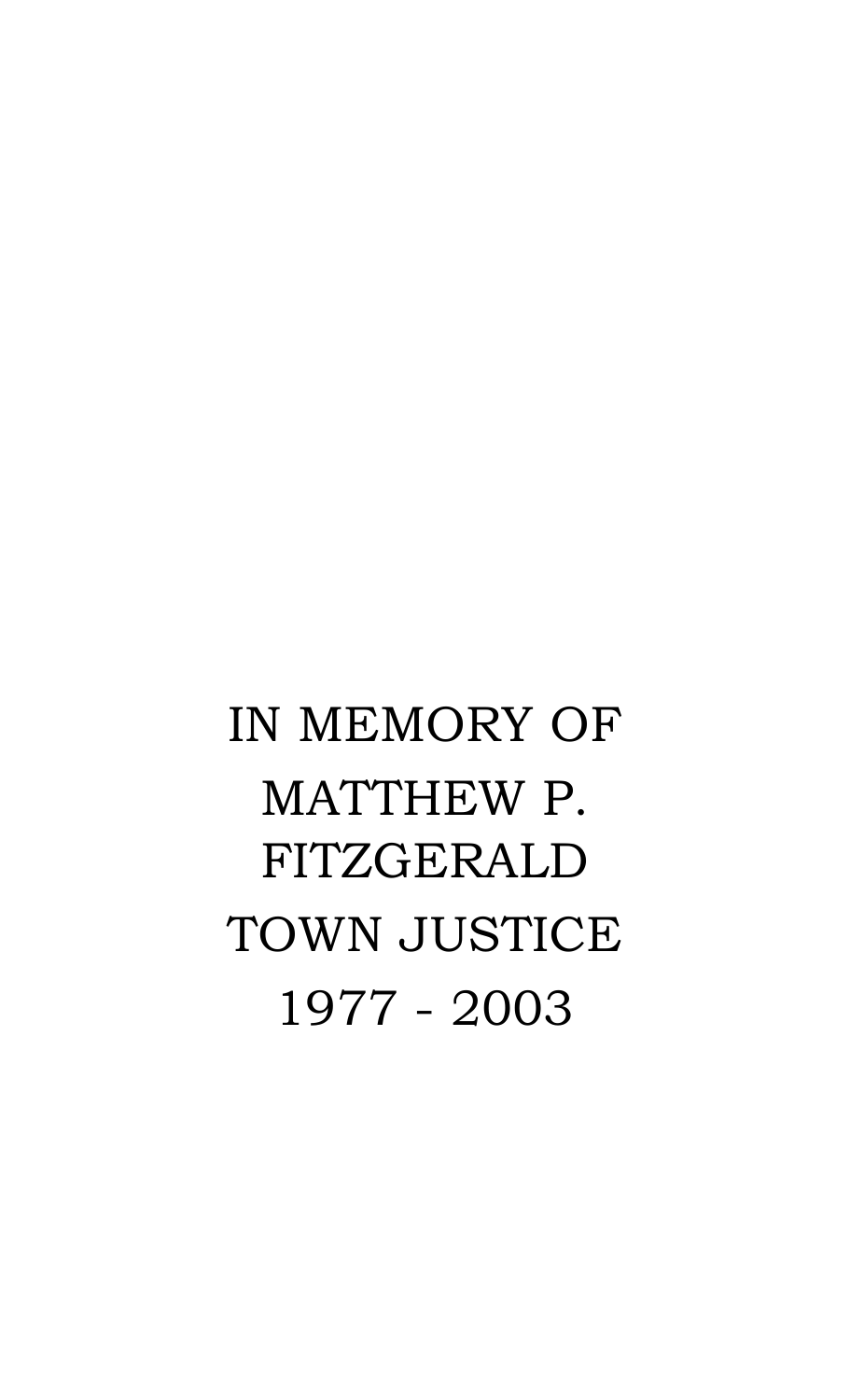IN MEMORY OF

MATTHEW P. FITZGERALD

TOWN JUSTICE

1977 - 2003